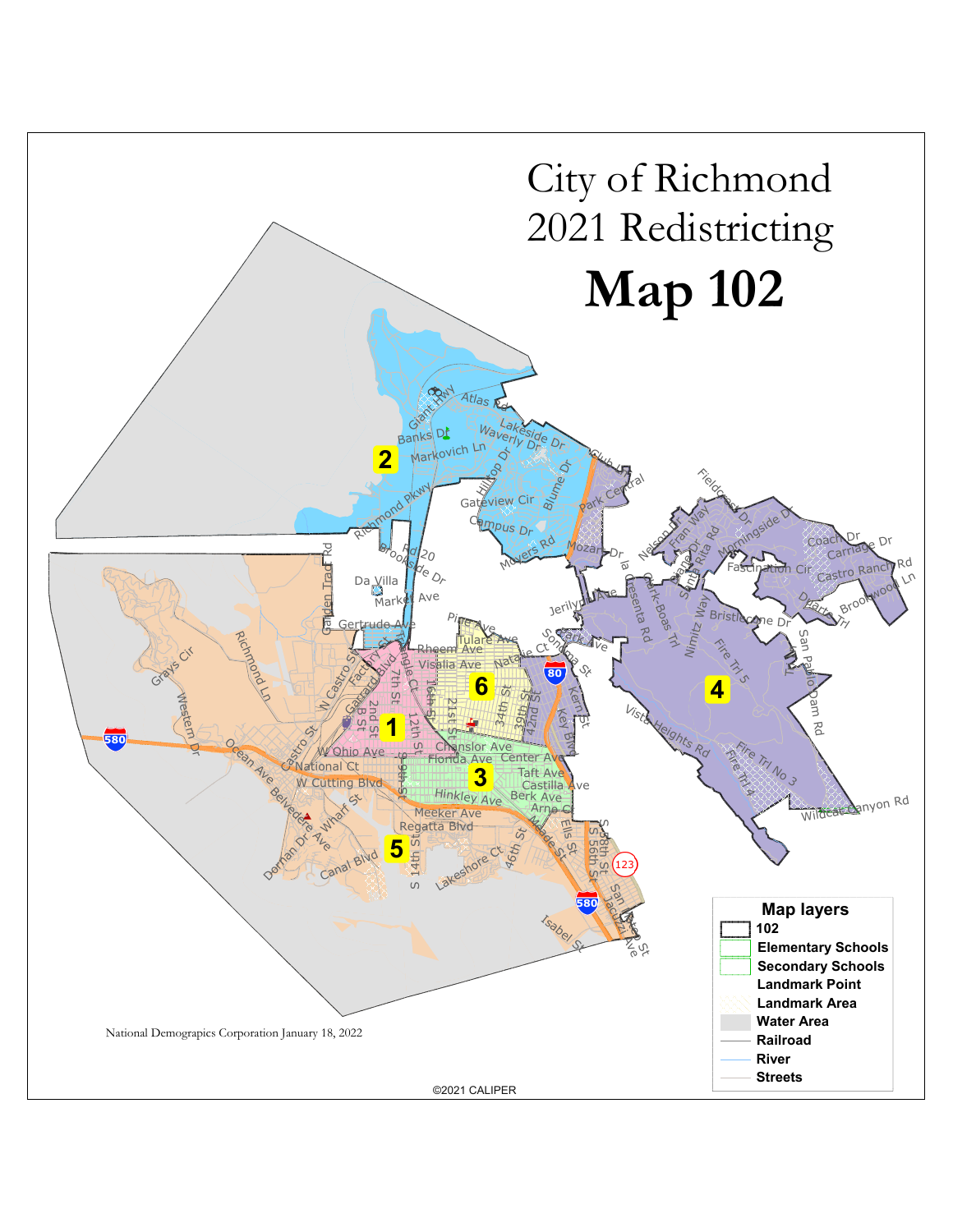# City of Richmond 2021 Redistricting

# Map 102

National Demographics Corporation January 18, 2022

**Map layers**

- 102
- Elementary Schools
- Secondary Schools
- Landmark Point
- Landmark Area
- Water Area
- Railroad
- River
- Streets

©2021 CALIPER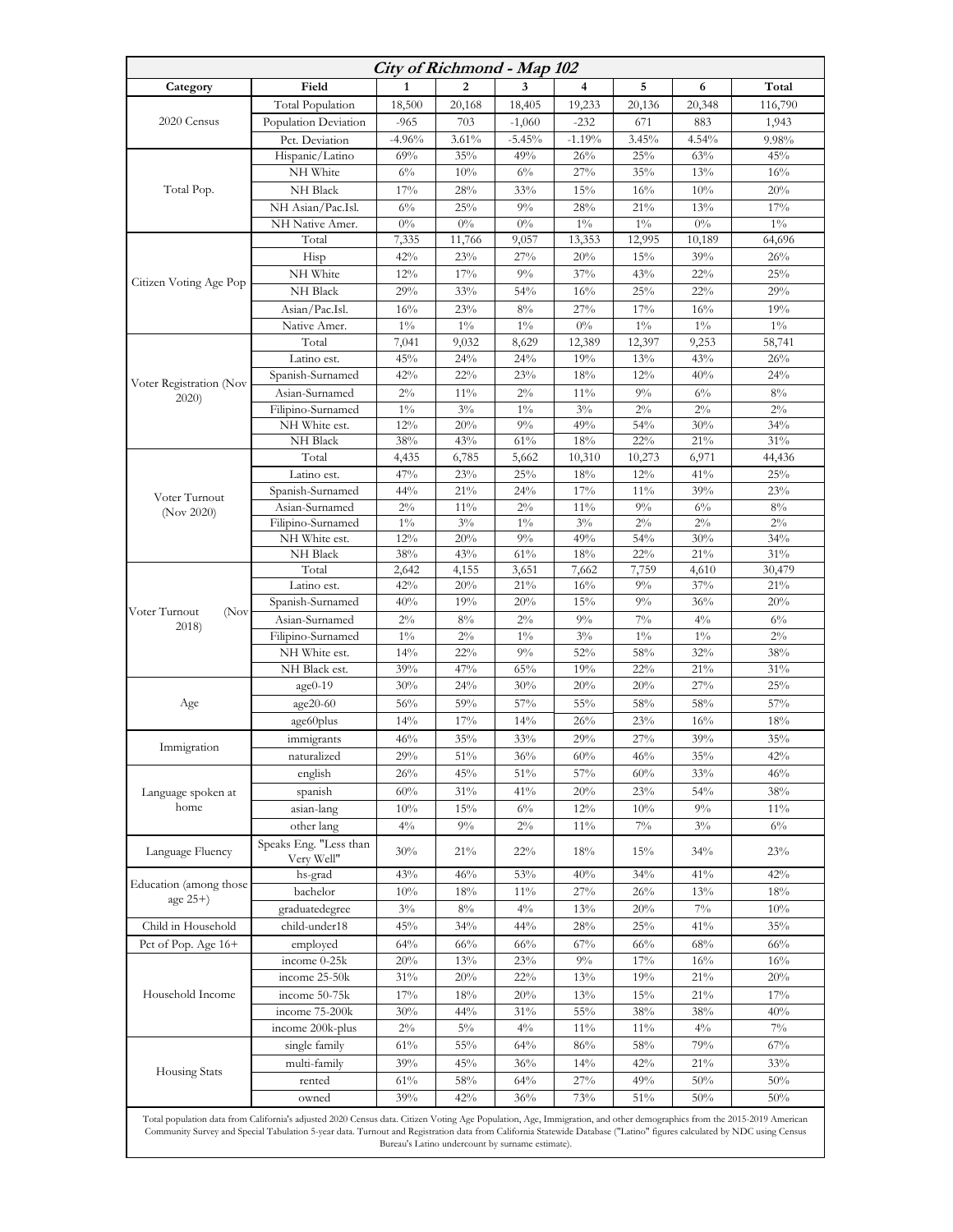## *City of Richmond - Map 102*

| Category | Field | 1 | 2 | 3 | 4 | 5 | 6 | Total |
|---|---|---|---|---|---|---|---|---|
| 2020 Census | Total Population | 18,500 | 20,168 | 18,405 | 19,233 | 20,136 | 20,348 | 116,790 |
| | Population Deviation | -965 | 703 | -1,060 | -232 | 671 | 883 | 1,943 |
| | Pct. Deviation | -4.96% | 3.61% | -5.45% | -1.19% | 3.45% | 4.54% | 9.98% |
| Total Pop. | Hispanic/Latino | 69% | 35% | 49% | 26% | 25% | 63% | 45% |
| | NH White | 6% | 10% | 6% | 27% | 35% | 13% | 16% |
| | NH Black | 17% | 28% | 33% | 15% | 16% | 10% | 20% |
| | NH Asian/Pac.Isl. | 6% | 25% | 9% | 28% | 21% | 13% | 17% |
| | NH Native Amer. | 0% | 0% | 0% | 1% | 1% | 0% | 1% |
| Citizen Voting Age Pop | Total | 7,335 | 11,766 | 9,057 | 13,353 | 12,995 | 10,189 | 64,696 |
| | Hisp | 42% | 23% | 27% | 20% | 15% | 39% | 26% |
| | NH White | 12% | 17% | 9% | 37% | 43% | 22% | 25% |
| | NH Black | 29% | 33% | 54% | 16% | 25% | 22% | 29% |
| | Asian/Pac.Isl. | 16% | 23% | 8% | 27% | 17% | 16% | 19% |
| | Native Amer. | 1% | 1% | 1% | 0% | 1% | 1% | 1% |
| Voter Registration (Nov 2020) | Total | 7,041 | 9,032 | 8,629 | 12,389 | 12,397 | 9,253 | 58,741 |
| | Latino est. | 45% | 24% | 24% | 19% | 13% | 43% | 26% |
| | Spanish-Surnamed | 42% | 22% | 23% | 18% | 12% | 40% | 24% |
| | Asian-Surnamed | 2% | 11% | 2% | 11% | 9% | 6% | 8% |
| | Filipino-Surnamed | 1% | 3% | 1% | 3% | 2% | 2% | 2% |
| | NH White est. | 12% | 20% | 9% | 49% | 54% | 30% | 34% |
| | NH Black | 38% | 43% | 61% | 18% | 22% | 21% | 31% |
| Voter Turnout (Nov 2020) | Total | 4,435 | 6,785 | 5,662 | 10,310 | 10,273 | 6,971 | 44,436 |
| | Latino est. | 47% | 23% | 25% | 18% | 12% | 41% | 25% |
| | Spanish-Surnamed | 44% | 21% | 24% | 17% | 11% | 39% | 23% |
| | Asian-Surnamed | 2% | 11% | 2% | 11% | 9% | 6% | 8% |
| | Filipino-Surnamed | 1% | 3% | 1% | 3% | 2% | 2% | 2% |
| | NH White est. | 12% | 20% | 9% | 49% | 54% | 30% | 34% |
| | NH Black | 38% | 43% | 61% | 18% | 22% | 21% | 31% |
| Voter Turnout (Nov 2018) | Total | 2,642 | 4,155 | 3,651 | 7,662 | 7,759 | 4,610 | 30,479 |
| | Latino est. | 42% | 20% | 21% | 16% | 9% | 37% | 21% |
| | Spanish-Surnamed | 40% | 19% | 20% | 15% | 9% | 36% | 20% |
| | Asian-Surnamed | 2% | 8% | 2% | 9% | 7% | 4% | 6% |
| | Filipino-Surnamed | 1% | 2% | 1% | 3% | 1% | 1% | 2% |
| | NH White est. | 14% | 22% | 9% | 52% | 58% | 32% | 38% |
| | NH Black est. | 39% | 47% | 65% | 19% | 22% | 21% | 31% |
| Age | age0-19 | 30% | 24% | 30% | 20% | 20% | 27% | 25% |
| | age20-60 | 56% | 59% | 57% | 55% | 58% | 58% | 57% |
| | age60plus | 14% | 17% | 14% | 26% | 23% | 16% | 18% |
| Immigration | immigrants | 46% | 35% | 33% | 29% | 27% | 39% | 35% |
| | naturalized | 29% | 51% | 36% | 60% | 46% | 35% | 42% |
| Language spoken at home | english | 26% | 45% | 51% | 57% | 60% | 33% | 46% |
| | spanish | 60% | 31% | 41% | 20% | 23% | 54% | 38% |
| | asian-lang | 10% | 15% | 6% | 12% | 10% | 9% | 11% |
| | other lang | 4% | 9% | 2% | 11% | 7% | 3% | 6% |
| Language Fluency | Speaks Eng. "Less than Very Well" | 30% | 21% | 22% | 18% | 15% | 34% | 23% |
| Education (among those age 25+) | hs-grad | 43% | 46% | 53% | 40% | 34% | 41% | 42% |
| | bachelor | 10% | 18% | 11% | 27% | 26% | 13% | 18% |
| | graduatedegree | 3% | 8% | 4% | 13% | 20% | 7% | 10% |
| Child in Household | child-under18 | 45% | 34% | 44% | 28% | 25% | 41% | 35% |
| Pct of Pop. Age 16+ | employed | 64% | 66% | 66% | 67% | 66% | 68% | 66% |
| Household Income | income 0-25k | 20% | 13% | 23% | 9% | 17% | 16% | 16% |
| | income 25-50k | 31% | 20% | 22% | 13% | 19% | 21% | 20% |
| | income 50-75k | 17% | 18% | 20% | 13% | 15% | 21% | 17% |
| | income 75-200k | 30% | 44% | 31% | 55% | 38% | 38% | 40% |
| | income 200k-plus | 2% | 5% | 4% | 11% | 11% | 4% | 7% |
| Housing Stats | single family | 61% | 55% | 64% | 86% | 58% | 79% | 67% |
| | multi-family | 39% | 45% | 36% | 14% | 42% | 21% | 33% |
| | rented | 61% | 58% | 64% | 27% | 49% | 50% | 50% |
| | owned | 39% | 42% | 36% | 73% | 51% | 50% | 50% |

Total population data from California's adjusted 2020 Census data. Citizen Voting Age Population, Age, Immigration, and other demographics from the 2015-2019 American Community Survey and Special Tabulation 5-year data. Turnout and Registration data from California Statewide Database ("Latino" figures calculated by NDC using Census Bureau's Latino undercount by surname estimate).